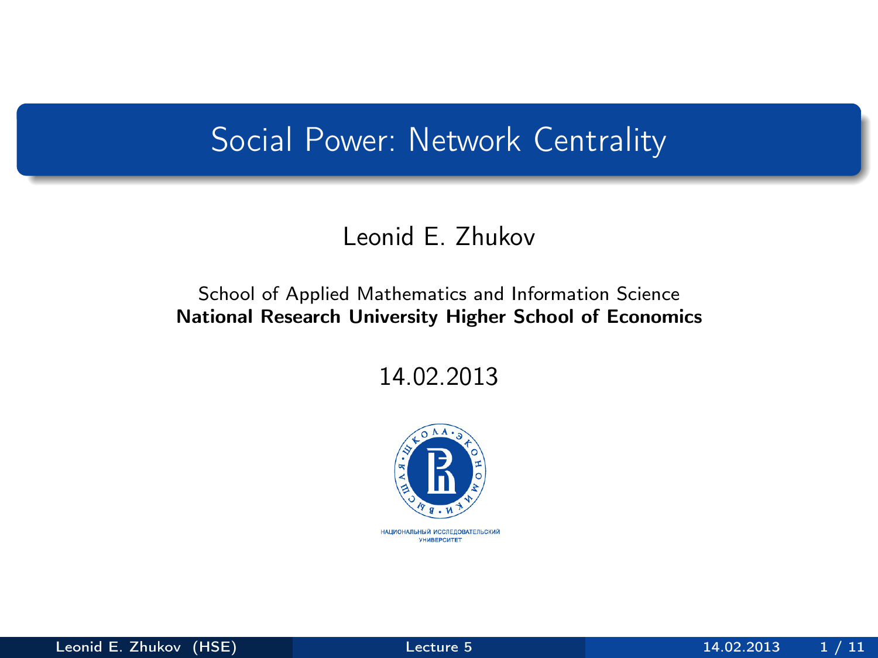# Social Power: Network Centrality

Leonid E. Zhukov

School of Applied Mathematics and Information Science
**National Research University Higher School of Economics**

14.02.2013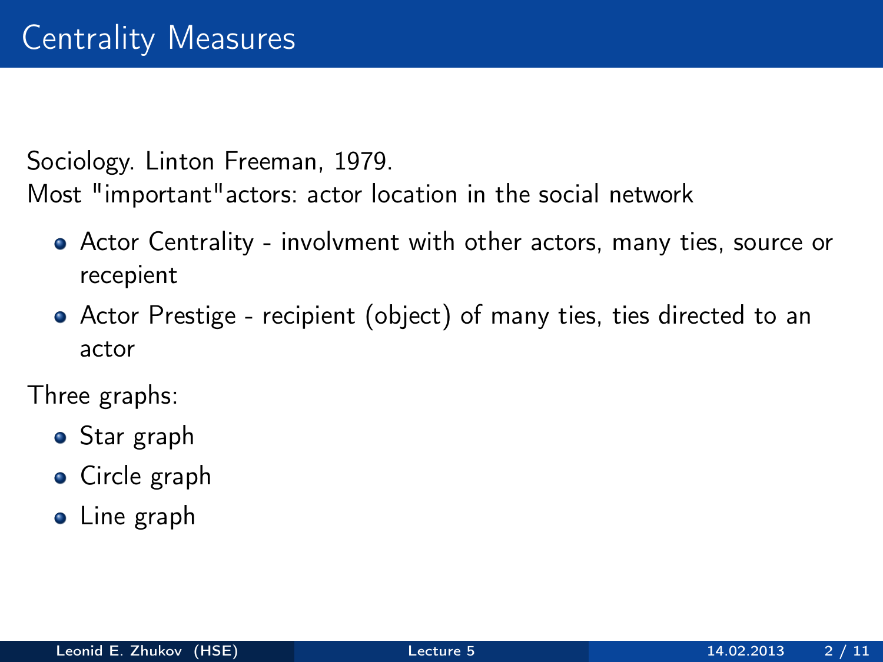# Centrality Measures

Sociology. Linton Freeman, 1979.
Most "important"actors: actor location in the social network

- Actor Centrality - involvment with other actors, many ties, source or recepient
- Actor Prestige - recipient (object) of many ties, ties directed to an actor

Three graphs:

- Star graph
- Circle graph
- Line graph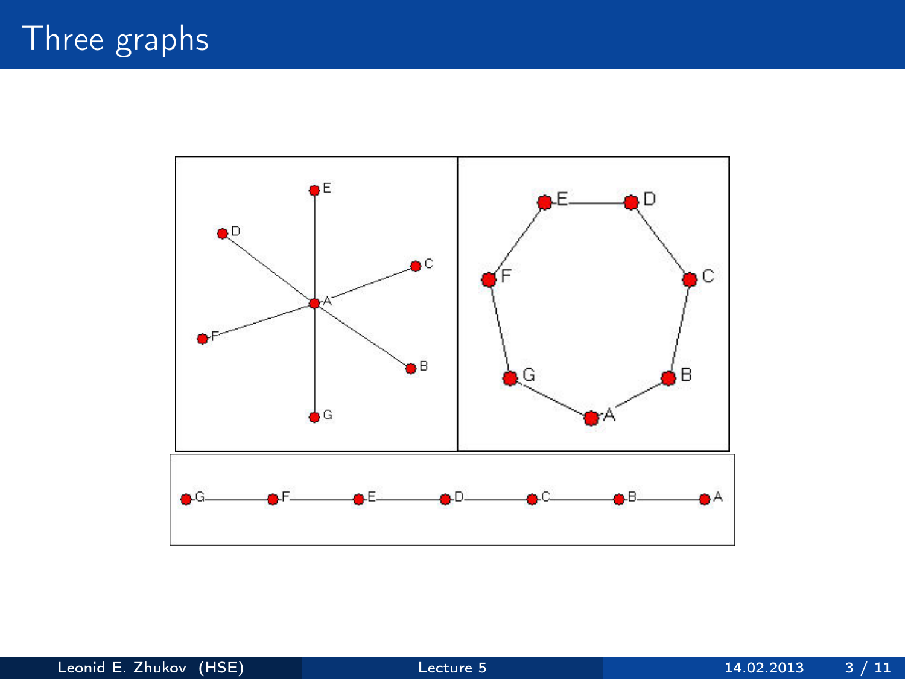# Three graphs

E
D
C
A
F
B
G

E
D
F
C
G
B
A

G
F
E
D
C
B
A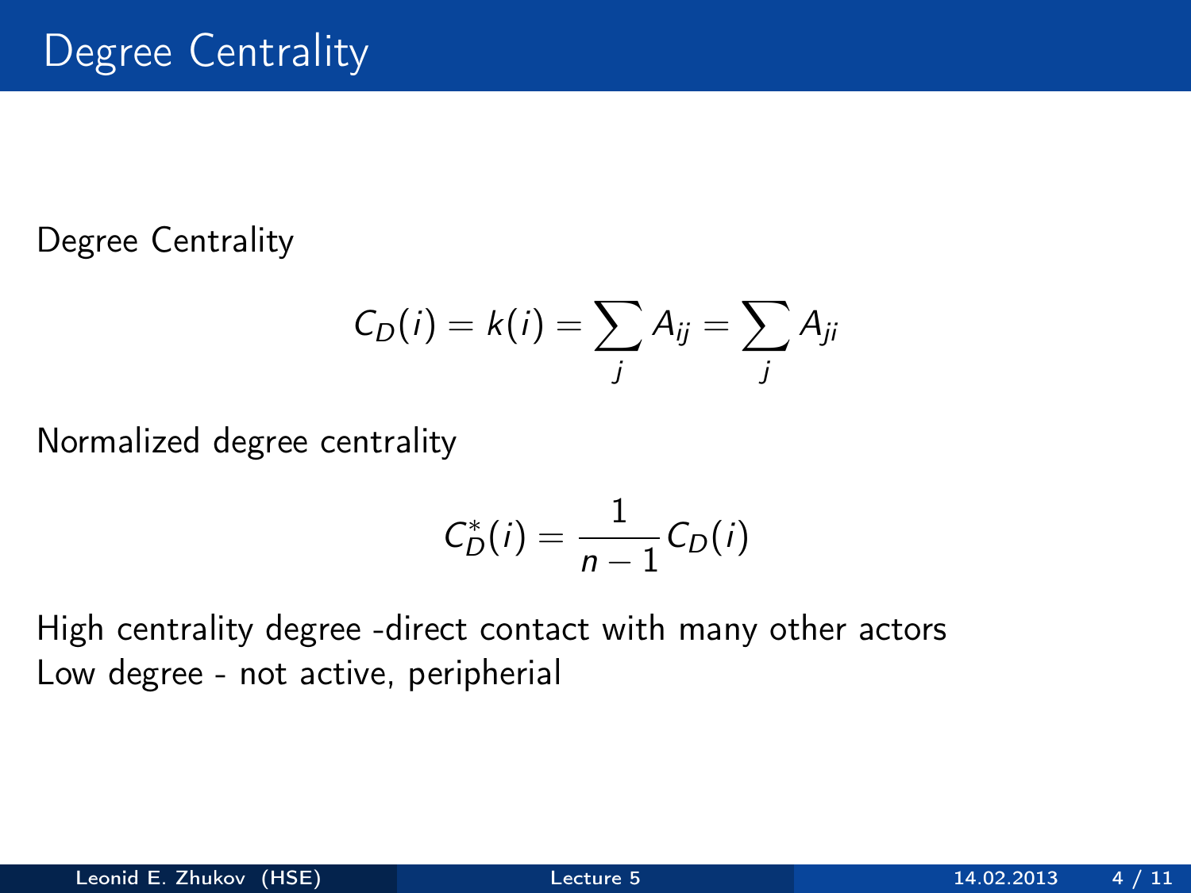# Degree Centrality

Degree Centrality

$$C_D(i) = k(i) = \sum_j A_{ij} = \sum_j A_{ji}$$

Normalized degree centrality

$$C_D^*(i) = \frac{1}{n-1} C_D(i)$$

High centrality degree -direct contact with many other actors
Low degree - not active, peripherial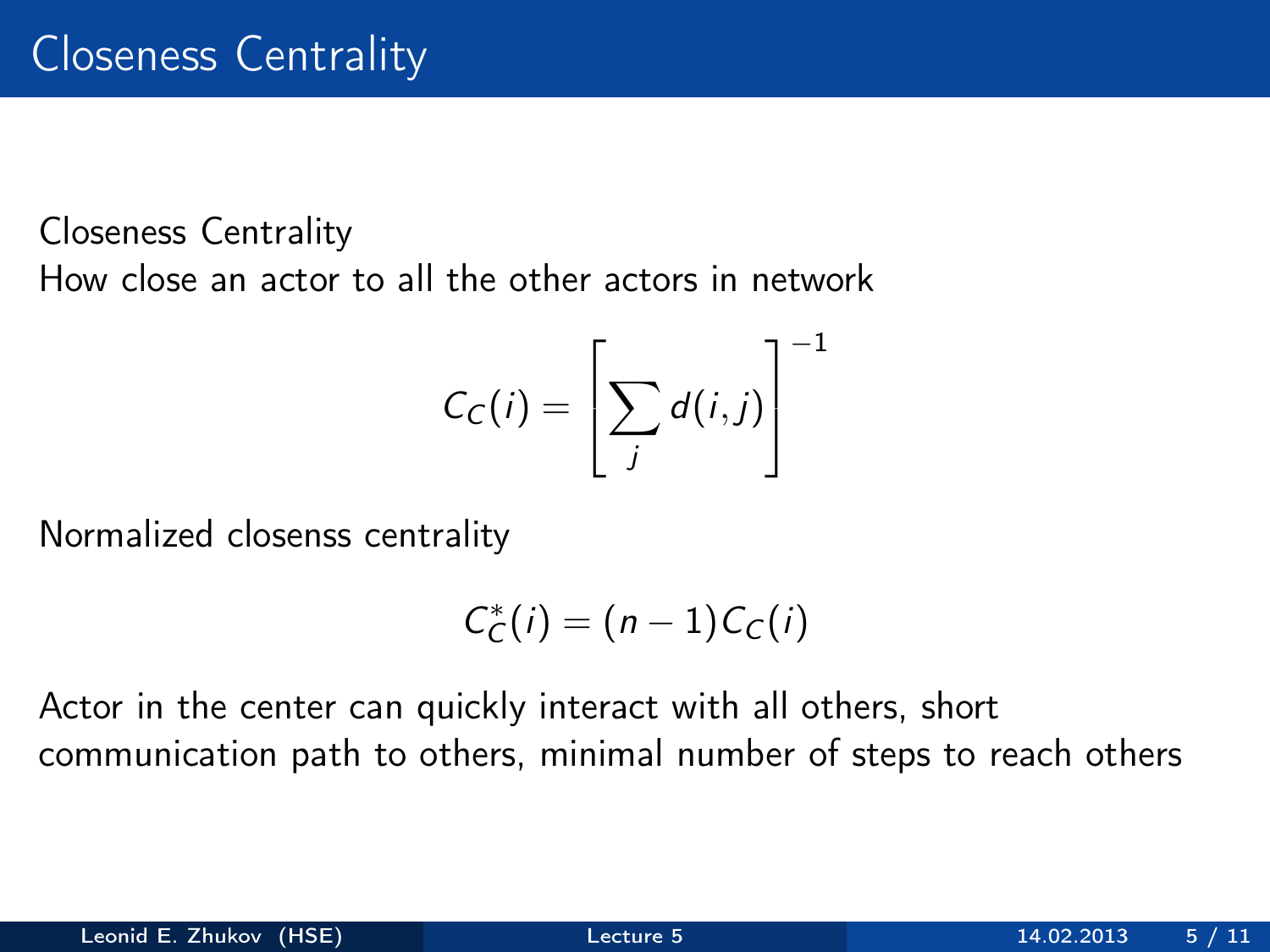# Closeness Centrality

Closeness Centrality
How close an actor to all the other actors in network

$$C_C(i) = \left[ \sum_j d(i,j) \right]^{-1}$$

Normalized closenss centrality

$$C_C^*(i) = (n-1) C_C(i)$$

Actor in the center can quickly interact with all others, short communication path to others, minimal number of steps to reach others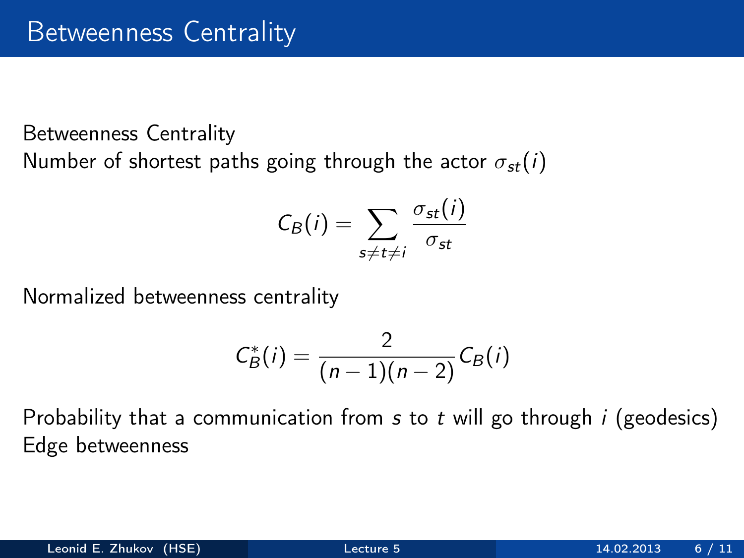# Betweenness Centrality

Betweenness Centrality
Number of shortest paths going through the actor $\sigma_{st}(i)$

$$C_B(i) = \sum_{s \neq t \neq i} \frac{\sigma_{st}(i)}{\sigma_{st}}$$

Normalized betweenness centrality

$$C_B^*(i) = \frac{2}{(n-1)(n-2)} C_B(i)$$

Probability that a communication from $s$ to $t$ will go through $i$ (geodesics)
Edge betweenness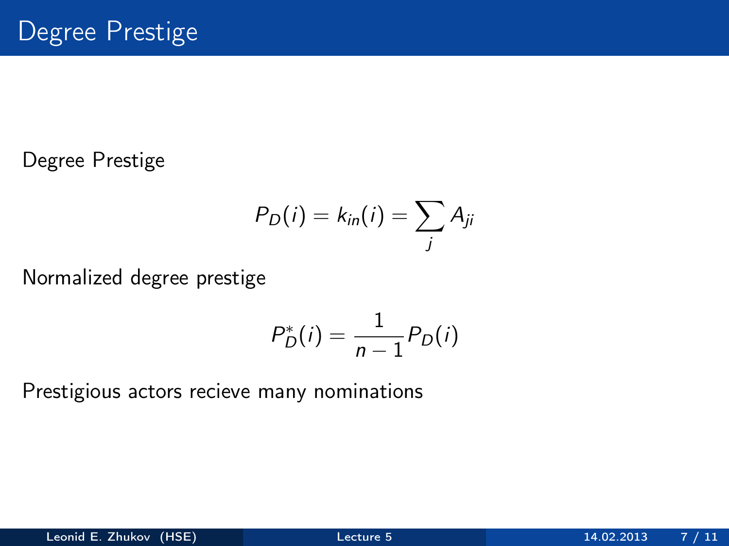# Degree Prestige

Degree Prestige

$$P_D(i) = k_{in}(i) = \sum_j A_{ji}$$

Normalized degree prestige

$$P_D^*(i) = \frac{1}{n-1} P_D(i)$$

Prestigious actors recieve many nominations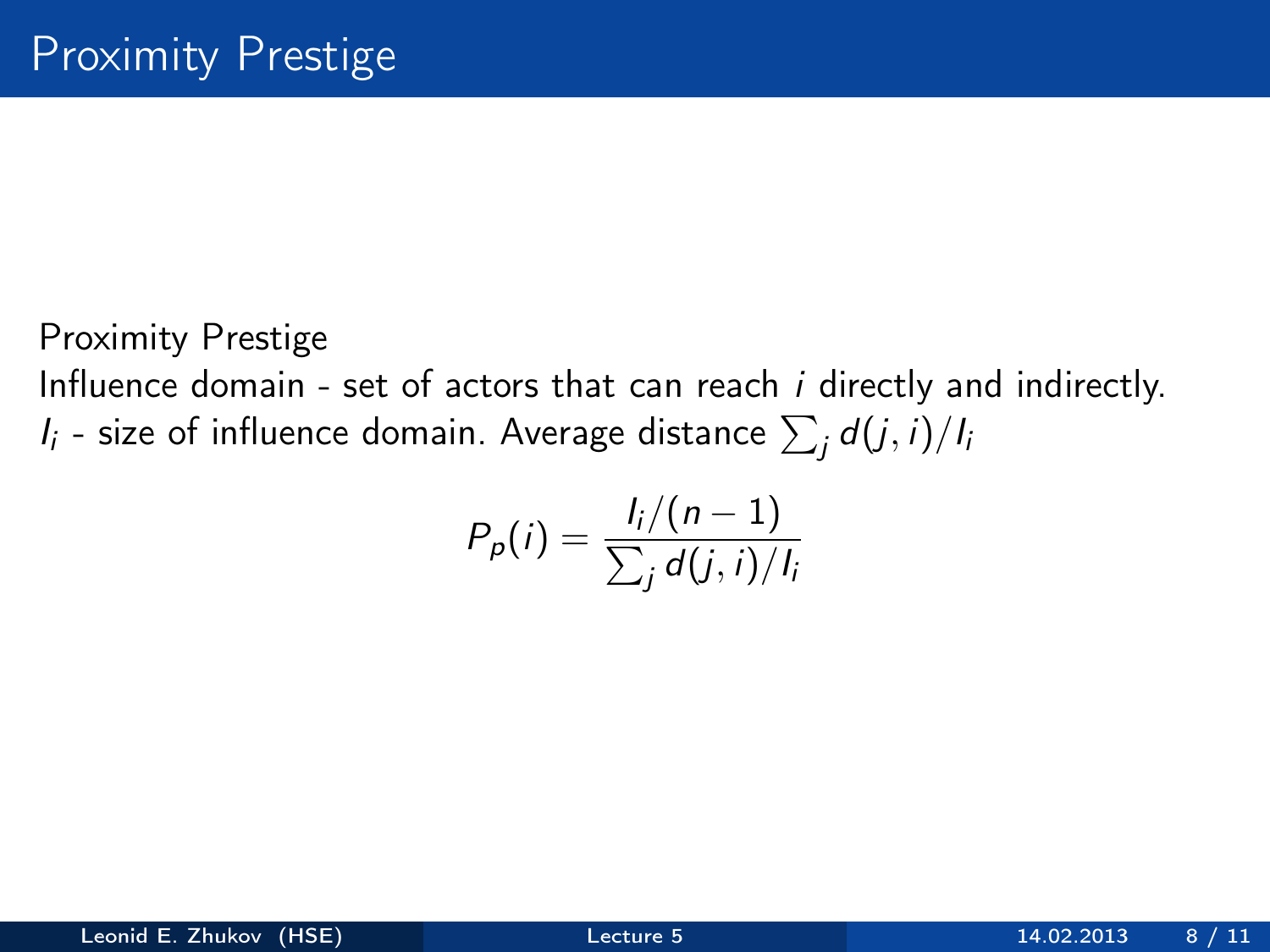# Proximity Prestige

Proximity Prestige

Influence domain - set of actors that can reach $i$ directly and indirectly.

$I_i$ - size of influence domain. Average distance $\sum_j d(j,i)/I_i$

$$P_p(i) = \frac{I_i/(n-1)}{\sum_j d(j,i)/I_i}$$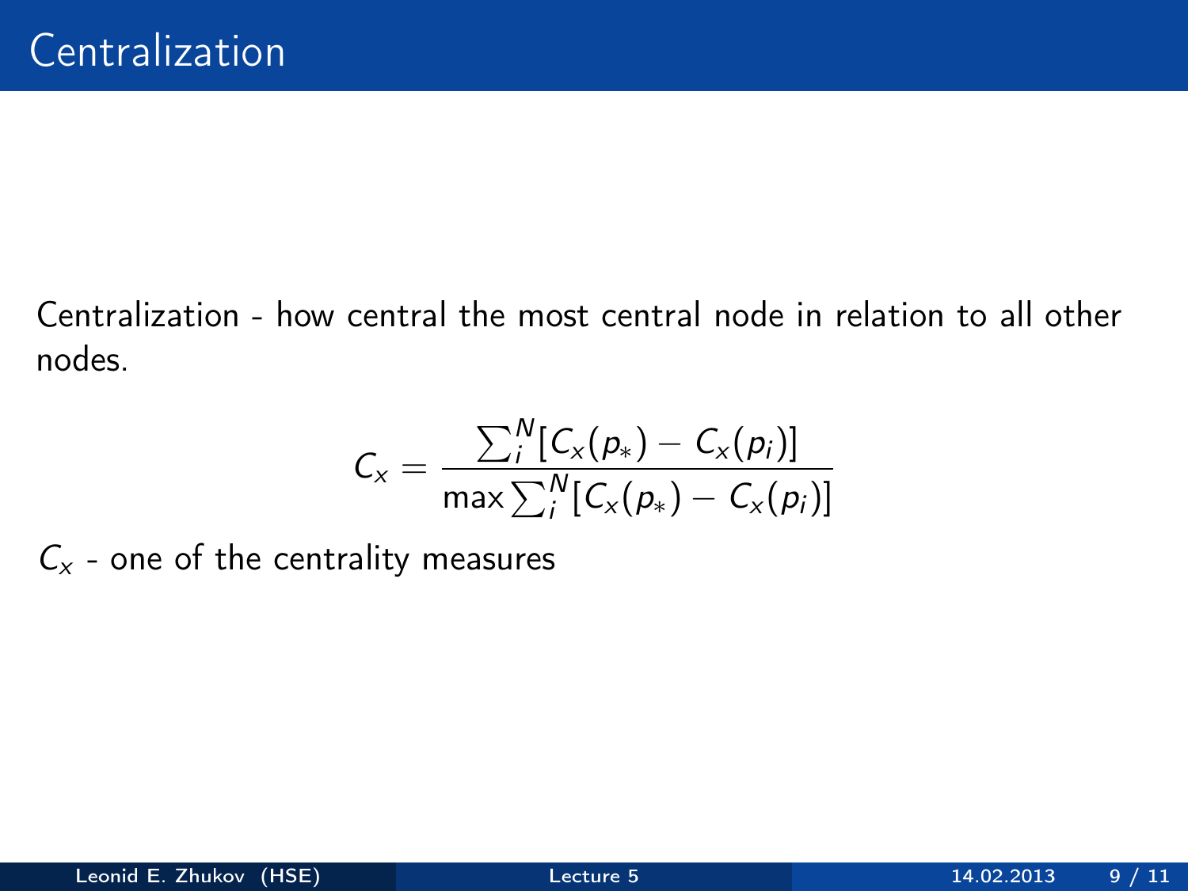# Centralization

Centralization - how central the most central node in relation to all other nodes.

$$C_x = \frac{\sum_i^N [C_x(p_*) - C_x(p_i)]}{\max \sum_i^N [C_x(p_*) - C_x(p_i)]}$$

$C_x$ - one of the centrality measures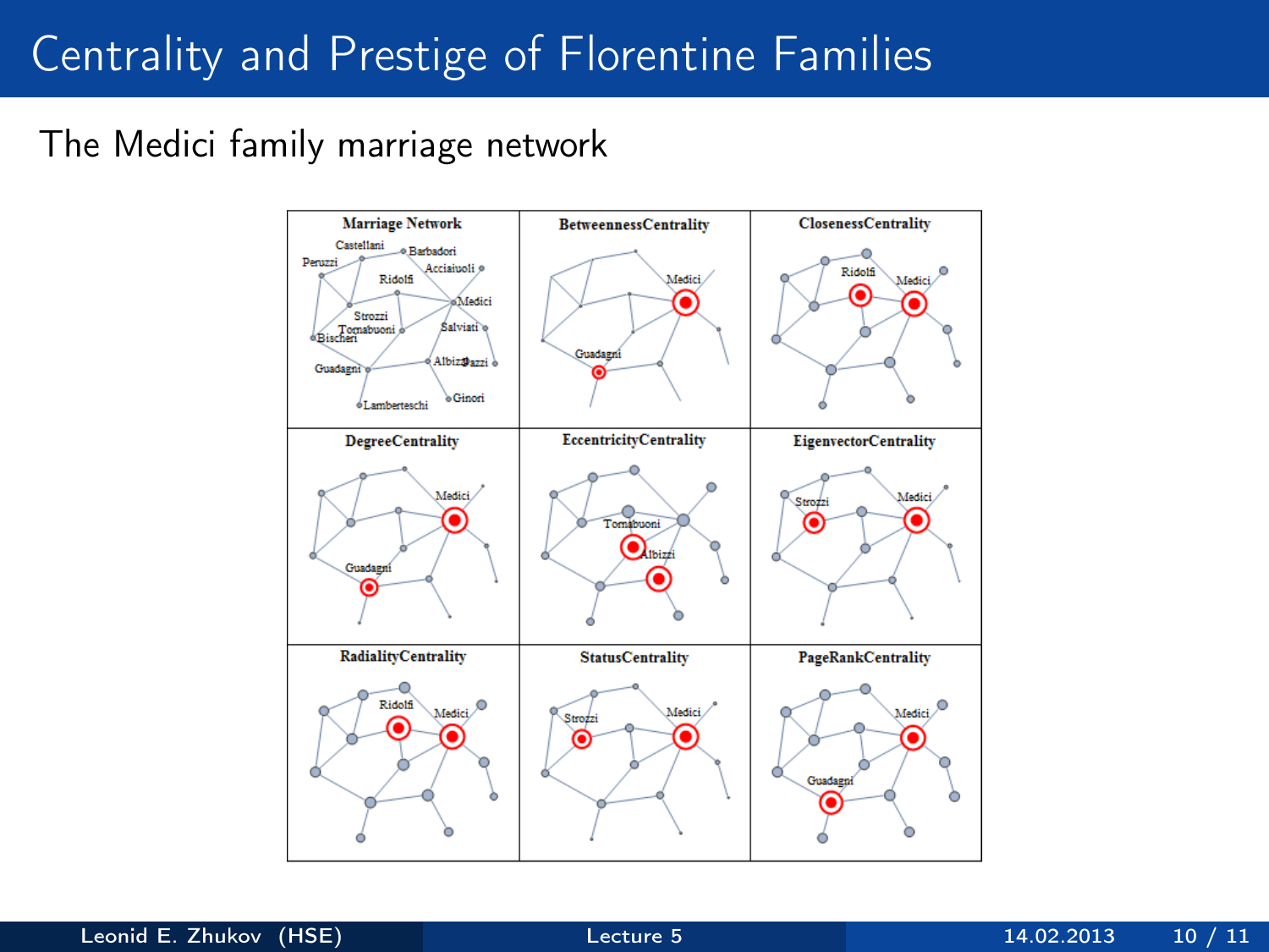# Centrality and Prestige of Florentine Families

The Medici family marriage network

Marriage Network

Castellani
Barbadori
Peruzzi
Acciaiuoli
Ridolfi
Medici
Strozzi
Tornabuoni
Salviati
Bischeri
Albizzi
Pazzi
Guadagni
Ginori
Lamberteschi

BetweennessCentrality

Medici
Guadagni

ClosenessCentrality

Ridolfi
Medici

DegreeCentrality

Medici
Guadagni

EccentricityCentrality

Tornabuoni
Albizzi

EigenvectorCentrality

Strozzi
Medici

RadialityCentrality

Ridolfi
Medici

StatusCentrality

Strozzi
Medici

PageRankCentrality

Medici
Guadagni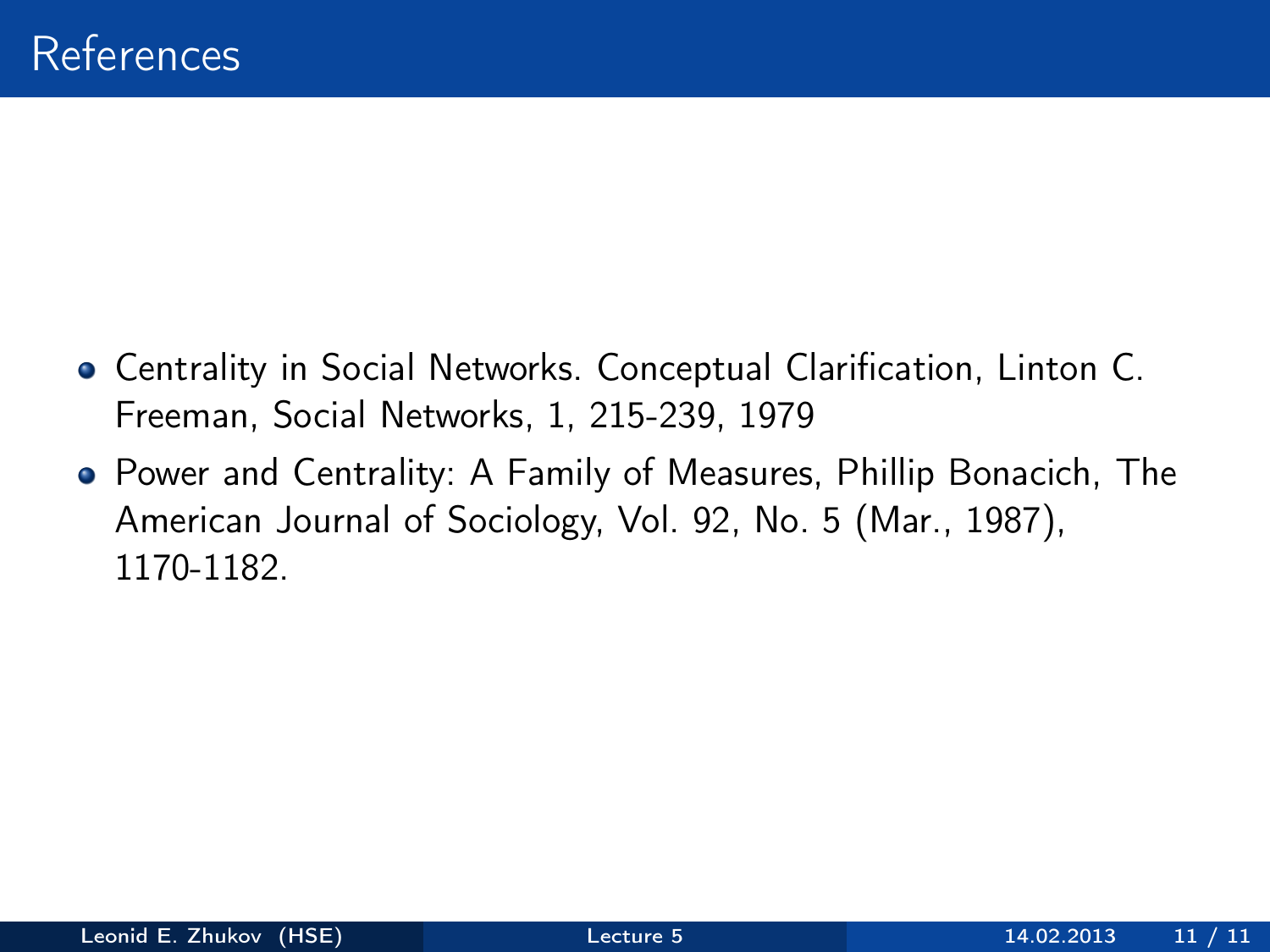# References

- Centrality in Social Networks. Conceptual Clarification, Linton C. Freeman, Social Networks, 1, 215-239, 1979
- Power and Centrality: A Family of Measures, Phillip Bonacich, The American Journal of Sociology, Vol. 92, No. 5 (Mar., 1987), 1170-1182.